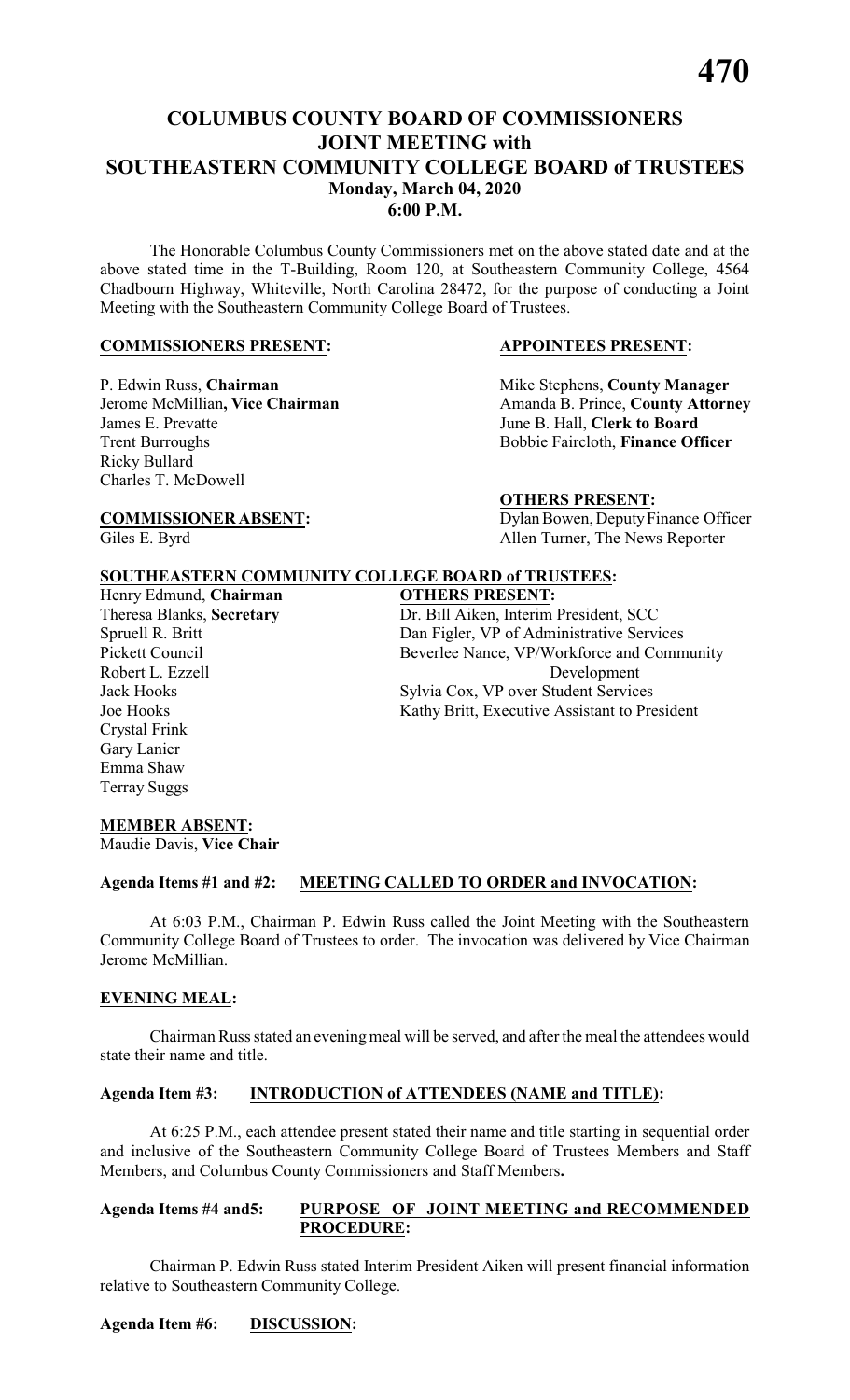# COLUMBUS COUNTY BOARD OF COMMISSIONERS JOINT MEETING with SOUTHEASTERN COMMUNITY COLLEGE BOARD of TRUSTEES

**Monday, March 04, 2020**
**6:00 P.M.**

The Honorable Columbus County Commissioners met on the above stated date and at the above stated time in the T-Building, Room 120, at Southeastern Community College, 4564 Chadbourn Highway, Whiteville, North Carolina 28472, for the purpose of conducting a Joint Meeting with the Southeastern Community College Board of Trustees.

**COMMISSIONERS PRESENT:**

P. Edwin Russ, **Chairman**
Jerome McMillian**, Vice Chairman**
James E. Prevatte
Trent Burroughs
Ricky Bullard
Charles T. McDowell

**COMMISSIONER ABSENT:**

Giles E. Byrd

**APPOINTEES PRESENT:**

Mike Stephens, **County Manager**
Amanda B. Prince, **County Attorney**
June B. Hall, **Clerk to Board**
Bobbie Faircloth, **Finance Officer**

**OTHERS PRESENT:**

Dylan Bowen, Deputy Finance Officer
Allen Turner, The News Reporter

**SOUTHEASTERN COMMUNITY COLLEGE BOARD of TRUSTEES:**

Henry Edmund, **Chairman**
Theresa Blanks, **Secretary**
Spruell R. Britt
Pickett Council
Robert L. Ezzell
Jack Hooks
Joe Hooks
Crystal Frink
Gary Lanier
Emma Shaw
Terray Suggs

**OTHERS PRESENT:**

Dr. Bill Aiken, Interim President, SCC
Dan Figler, VP of Administrative Services
Beverlee Nance, VP/Workforce and Community Development
Sylvia Cox, VP over Student Services
Kathy Britt, Executive Assistant to President

**MEMBER ABSENT:**

Maudie Davis, **Vice Chair**

**Agenda Items #1 and #2: MEETING CALLED TO ORDER and INVOCATION:**

At 6:03 P.M., Chairman P. Edwin Russ called the Joint Meeting with the Southeastern Community College Board of Trustees to order. The invocation was delivered by Vice Chairman Jerome McMillian.

**EVENING MEAL:**

Chairman Russ stated an evening meal will be served, and after the meal the attendees would state their name and title.

**Agenda Item #3: INTRODUCTION of ATTENDEES (NAME and TITLE):**

At 6:25 P.M., each attendee present stated their name and title starting in sequential order and inclusive of the Southeastern Community College Board of Trustees Members and Staff Members, and Columbus County Commissioners and Staff Members**.**

**Agenda Items #4 and5: PURPOSE OF JOINT MEETING and RECOMMENDED PROCEDURE:**

Chairman P. Edwin Russ stated Interim President Aiken will present financial information relative to Southeastern Community College.

**Agenda Item #6: DISCUSSION:**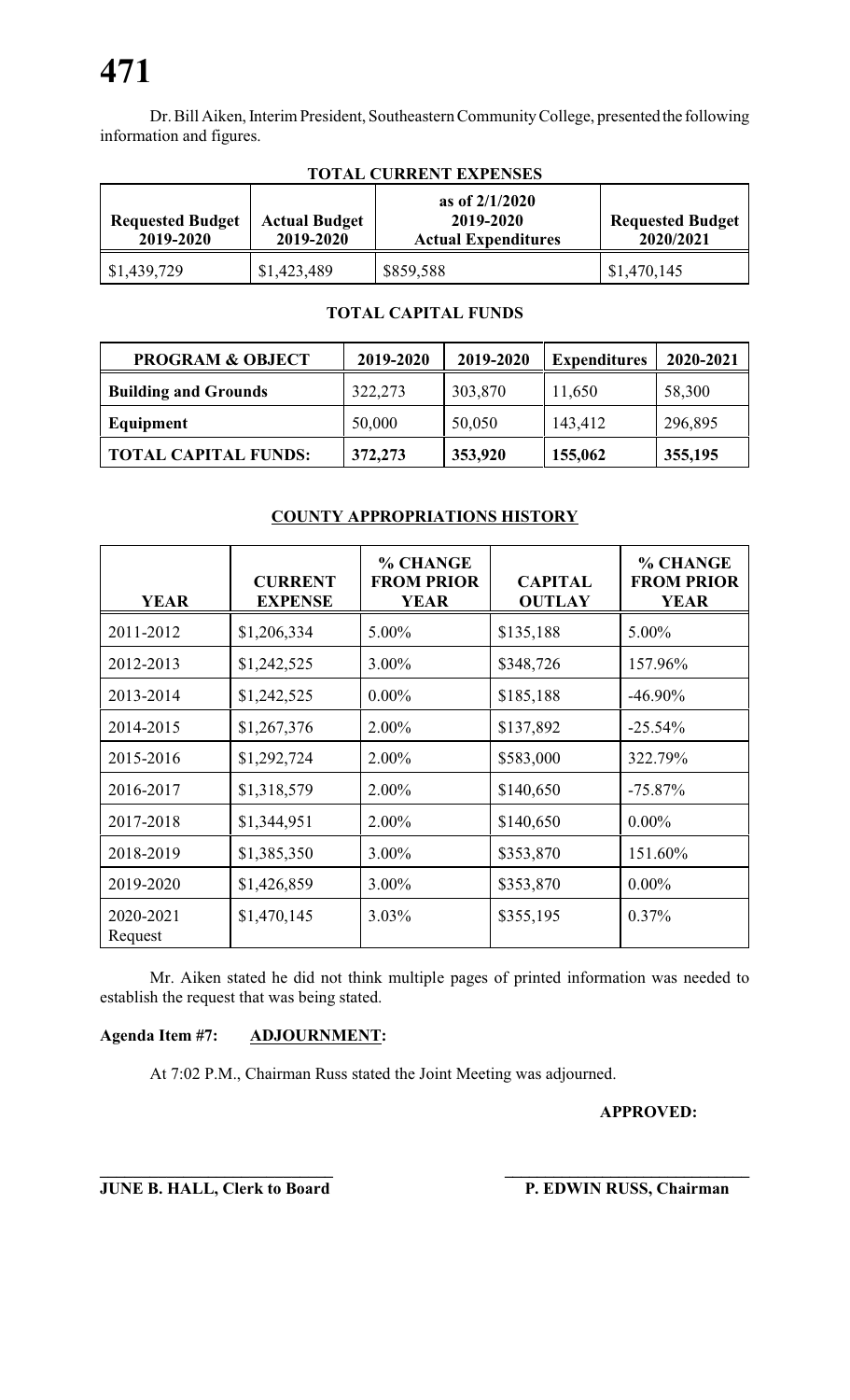Dr. Bill Aiken, Interim President, Southeastern Community College, presented the following information and figures.

**TOTAL CURRENT EXPENSES**

| Requested Budget 2019-2020 | Actual Budget 2019-2020 | as of 2/1/2020 2019-2020 Actual Expenditures | Requested Budget 2020/2021 |
|---|---|---|---|
| $1,439,729 | $1,423,489 | $859,588 | $1,470,145 |

**TOTAL CAPITAL FUNDS**

| PROGRAM & OBJECT | 2019-2020 | 2019-2020 | Expenditures | 2020-2021 |
|---|---|---|---|---|
| **Building and Grounds** | 322,273 | 303,870 | 11,650 | 58,300 |
| **Equipment** | 50,000 | 50,050 | 143,412 | 296,895 |
| **TOTAL CAPITAL FUNDS:** | **372,273** | **353,920** | **155,062** | **355,195** |

**COUNTY APPROPRIATIONS HISTORY**

| YEAR | CURRENT EXPENSE | % CHANGE FROM PRIOR YEAR | CAPITAL OUTLAY | % CHANGE FROM PRIOR YEAR |
|---|---|---|---|---|
| 2011-2012 | $1,206,334 | 5.00% | $135,188 | 5.00% |
| 2012-2013 | $1,242,525 | 3.00% | $348,726 | 157.96% |
| 2013-2014 | $1,242,525 | 0.00% | $185,188 | -46.90% |
| 2014-2015 | $1,267,376 | 2.00% | $137,892 | -25.54% |
| 2015-2016 | $1,292,724 | 2.00% | $583,000 | 322.79% |
| 2016-2017 | $1,318,579 | 2.00% | $140,650 | -75.87% |
| 2017-2018 | $1,344,951 | 2.00% | $140,650 | 0.00% |
| 2018-2019 | $1,385,350 | 3.00% | $353,870 | 151.60% |
| 2019-2020 | $1,426,859 | 3.00% | $353,870 | 0.00% |
| 2020-2021 Request | $1,470,145 | 3.03% | $355,195 | 0.37% |

Mr. Aiken stated he did not think multiple pages of printed information was needed to establish the request that was being stated.

**Agenda Item #7: ADJOURNMENT:**

At 7:02 P.M., Chairman Russ stated the Joint Meeting was adjourned.

**APPROVED:**

**JUNE B. HALL, Clerk to Board**

**P. EDWIN RUSS, Chairman**